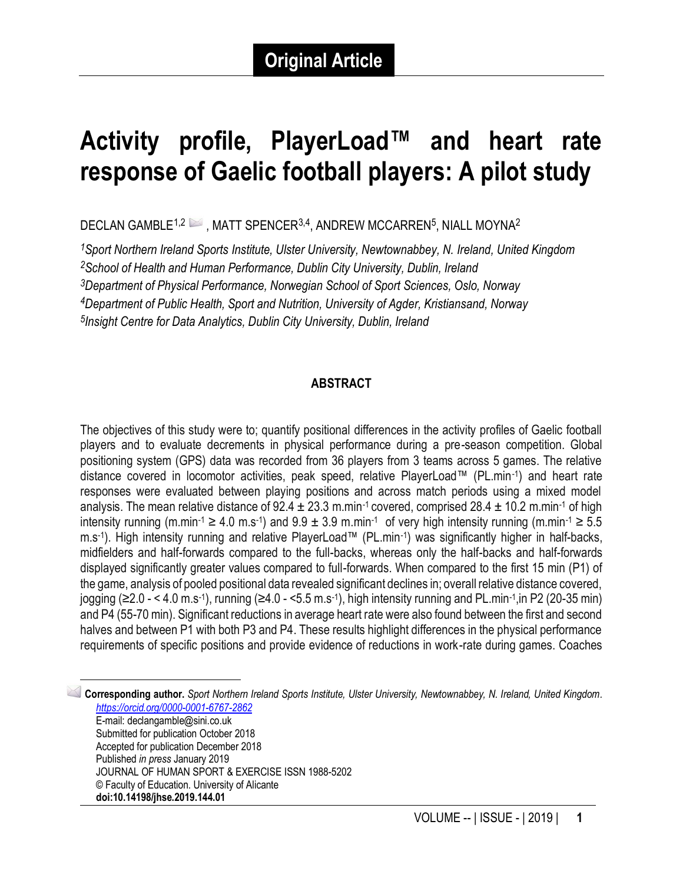# Original Article

# Activity profile, PlayerLoad™ and heart rate response of Gaelic football players: A pilot study

DECLAN GAMBLE[1,2], MATT SPENCER[3,4], ANDREW MCCARREN[5], NIALL MOYNA[2]

[1] *Sport Northern Ireland Sports Institute, Ulster University, Newtownabbey, N. Ireland, United Kingdom*
[2] *School of Health and Human Performance, Dublin City University, Dublin, Ireland*
[3] *Department of Physical Performance, Norwegian School of Sport Sciences, Oslo, Norway*
[4] *Department of Public Health, Sport and Nutrition, University of Agder, Kristiansand, Norway*
[5] *Insight Centre for Data Analytics, Dublin City University, Dublin, Ireland*

## ABSTRACT

The objectives of this study were to; quantify positional differences in the activity profiles of Gaelic football players and to evaluate decrements in physical performance during a pre-season competition. Global positioning system (GPS) data was recorded from 36 players from 3 teams across 5 games. The relative distance covered in locomotor activities, peak speed, relative PlayerLoad™ (PL.min$^{-1}$) and heart rate responses were evaluated between playing positions and across match periods using a mixed model analysis. The mean relative distance of 92.4 ± 23.3 m.min$^{-1}$ covered, comprised 28.4 ± 10.2 m.min$^{-1}$ of high intensity running (m.min$^{-1}$ ≥ 4.0 m.s$^{-1}$) and 9.9 ± 3.9 m.min$^{-1}$ of very high intensity running (m.min$^{-1}$ ≥ 5.5 m.s$^{-1}$). High intensity running and relative PlayerLoad™ (PL.min$^{-1}$) was significantly higher in half-backs, midfielders and half-forwards compared to the full-backs, whereas only the half-backs and half-forwards displayed significantly greater values compared to full-forwards. When compared to the first 15 min (P1) of the game, analysis of pooled positional data revealed significant declines in; overall relative distance covered, jogging (≥2.0 - < 4.0 m.s$^{-1}$), running (≥4.0 - <5.5 m.s$^{-1}$), high intensity running and PL.min$^{-1}$,in P2 (20-35 min) and P4 (55-70 min). Significant reductions in average heart rate were also found between the first and second halves and between P1 with both P3 and P4. These results highlight differences in the physical performance requirements of specific positions and provide evidence of reductions in work-rate during games. Coaches

**Corresponding author.** *Sport Northern Ireland Sports Institute, Ulster University, Newtownabbey, N. Ireland, United Kingdom.* *https://orcid.org/0000-0001-6767-2862*
E-mail: declangamble@sini.co.uk
Submitted for publication October 2018
Accepted for publication December 2018
Published *in press* January 2019
JOURNAL OF HUMAN SPORT & EXERCISE ISSN 1988-5202
© Faculty of Education. University of Alicante
**doi:10.14198/jhse.2019.144.01**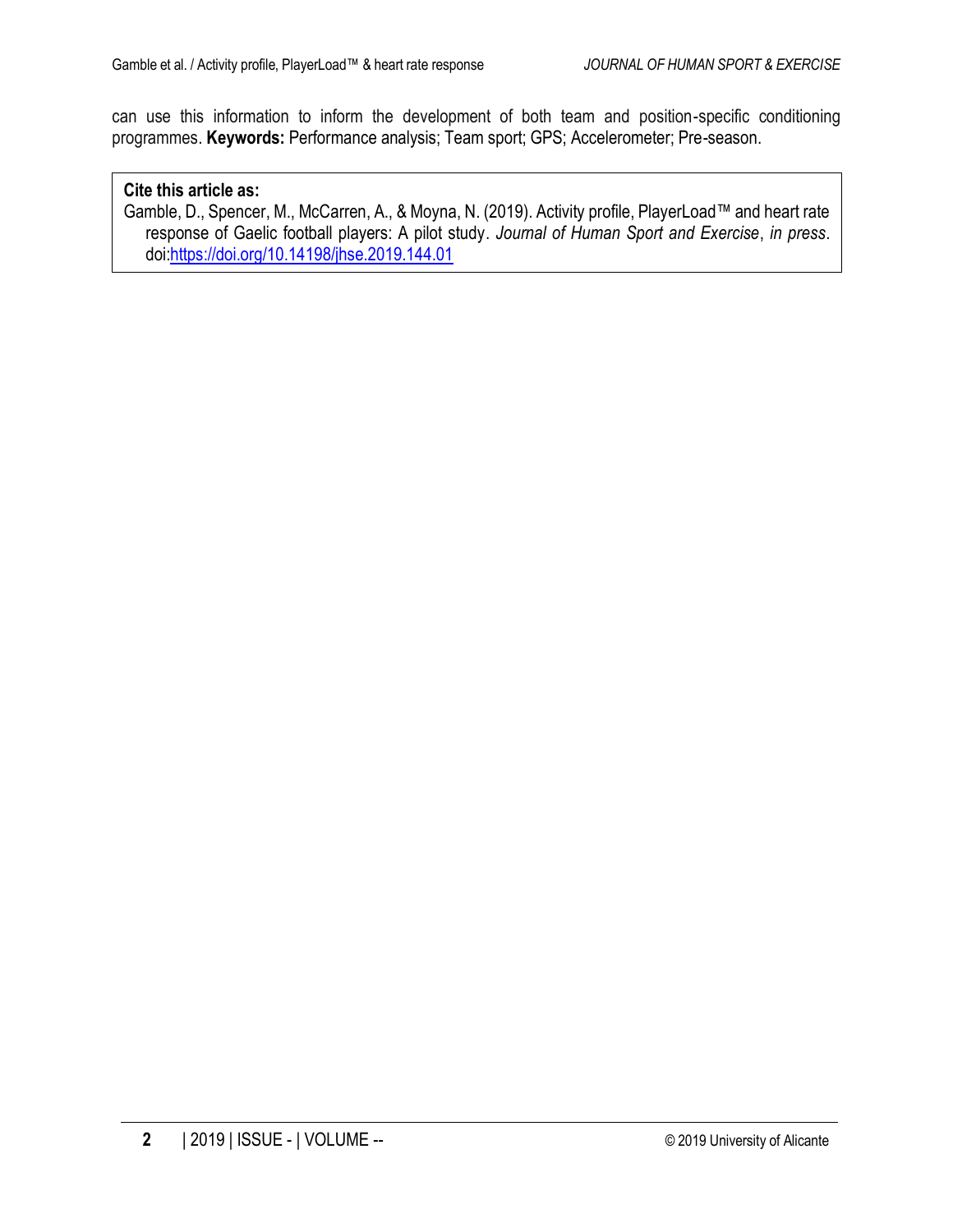can use this information to inform the development of both team and position-specific conditioning programmes. **Keywords:** Performance analysis; Team sport; GPS; Accelerometer; Pre-season.

**Cite this article as:**
Gamble, D., Spencer, M., McCarren, A., & Moyna, N. (2019). Activity profile, PlayerLoad™ and heart rate response of Gaelic football players: A pilot study. *Journal of Human Sport and Exercise*, *in press*. doi:https://doi.org/10.14198/jhse.2019.144.01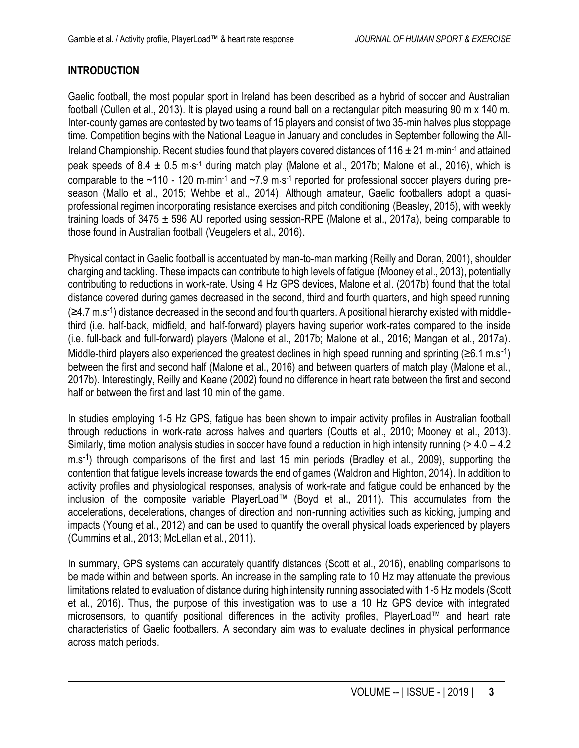## INTRODUCTION

Gaelic football, the most popular sport in Ireland has been described as a hybrid of soccer and Australian football (Cullen et al., 2013). It is played using a round ball on a rectangular pitch measuring 90 m x 140 m. Inter-county games are contested by two teams of 15 players and consist of two 35-min halves plus stoppage time. Competition begins with the National League in January and concludes in September following the All-Ireland Championship. Recent studies found that players covered distances of 116 ± 21 m·min$^{-1}$ and attained peak speeds of 8.4 ± 0.5 m·s$^{-1}$ during match play (Malone et al., 2017b; Malone et al., 2016), which is comparable to the ~110 - 120 m·min$^{-1}$ and ~7.9 m·s$^{-1}$ reported for professional soccer players during pre-season (Mallo et al., 2015; Wehbe et al., 2014). Although amateur, Gaelic footballers adopt a quasi-professional regimen incorporating resistance exercises and pitch conditioning (Beasley, 2015), with weekly training loads of 3475 ± 596 AU reported using session-RPE (Malone et al., 2017a), being comparable to those found in Australian football (Veugelers et al., 2016).

Physical contact in Gaelic football is accentuated by man-to-man marking (Reilly and Doran, 2001), shoulder charging and tackling. These impacts can contribute to high levels of fatigue (Mooney et al., 2013), potentially contributing to reductions in work-rate. Using 4 Hz GPS devices, Malone et al. (2017b) found that the total distance covered during games decreased in the second, third and fourth quarters, and high speed running (≥4.7 m.s$^{-1}$) distance decreased in the second and fourth quarters. A positional hierarchy existed with middle-third (i.e. half-back, midfield, and half-forward) players having superior work-rates compared to the inside (i.e. full-back and full-forward) players (Malone et al., 2017b; Malone et al., 2016; Mangan et al., 2017a). Middle-third players also experienced the greatest declines in high speed running and sprinting (≥6.1 m.s$^{-1}$) between the first and second half (Malone et al., 2016) and between quarters of match play (Malone et al., 2017b). Interestingly, Reilly and Keane (2002) found no difference in heart rate between the first and second half or between the first and last 10 min of the game.

In studies employing 1-5 Hz GPS, fatigue has been shown to impair activity profiles in Australian football through reductions in work-rate across halves and quarters (Coutts et al., 2010; Mooney et al., 2013). Similarly, time motion analysis studies in soccer have found a reduction in high intensity running (> 4.0 – 4.2 m.s$^{-1}$) through comparisons of the first and last 15 min periods (Bradley et al., 2009), supporting the contention that fatigue levels increase towards the end of games (Waldron and Highton, 2014). In addition to activity profiles and physiological responses, analysis of work-rate and fatigue could be enhanced by the inclusion of the composite variable PlayerLoad™ (Boyd et al., 2011). This accumulates from the accelerations, decelerations, changes of direction and non-running activities such as kicking, jumping and impacts (Young et al., 2012) and can be used to quantify the overall physical loads experienced by players (Cummins et al., 2013; McLellan et al., 2011).

In summary, GPS systems can accurately quantify distances (Scott et al., 2016), enabling comparisons to be made within and between sports. An increase in the sampling rate to 10 Hz may attenuate the previous limitations related to evaluation of distance during high intensity running associated with 1-5 Hz models (Scott et al., 2016). Thus, the purpose of this investigation was to use a 10 Hz GPS device with integrated microsensors, to quantify positional differences in the activity profiles, PlayerLoad™ and heart rate characteristics of Gaelic footballers. A secondary aim was to evaluate declines in physical performance across match periods.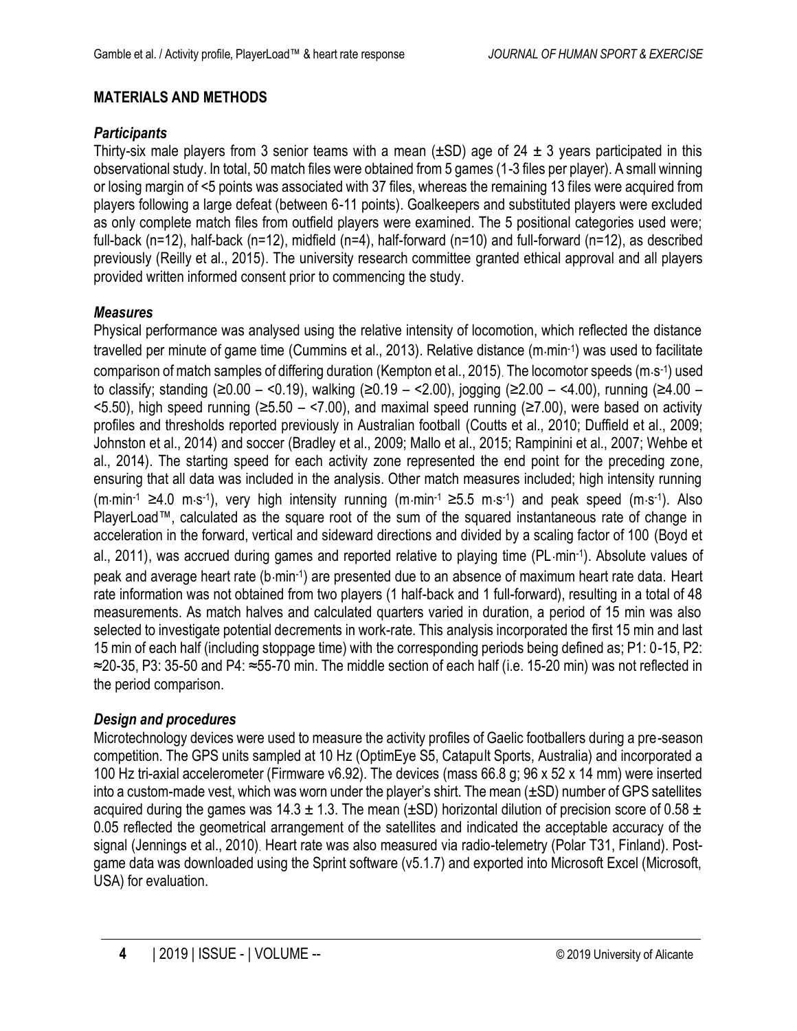## MATERIALS AND METHODS

### *Participants*

Thirty-six male players from 3 senior teams with a mean (±SD) age of 24 ± 3 years participated in this observational study. In total, 50 match files were obtained from 5 games (1-3 files per player). A small winning or losing margin of <5 points was associated with 37 files, whereas the remaining 13 files were acquired from players following a large defeat (between 6-11 points). Goalkeepers and substituted players were excluded as only complete match files from outfield players were examined. The 5 positional categories used were; full-back (n=12), half-back (n=12), midfield (n=4), half-forward (n=10) and full-forward (n=12), as described previously (Reilly et al., 2015). The university research committee granted ethical approval and all players provided written informed consent prior to commencing the study.

### *Measures*

Physical performance was analysed using the relative intensity of locomotion, which reflected the distance travelled per minute of game time (Cummins et al., 2013). Relative distance ($m{\cdot}min^{-1}$) was used to facilitate comparison of match samples of differing duration (Kempton et al., 2015). The locomotor speeds ($m{\cdot}s^{-1}$) used to classify; standing (≥0.00 – <0.19), walking (≥0.19 – <2.00), jogging (≥2.00 – <4.00), running (≥4.00 – <5.50), high speed running (≥5.50 – <7.00), and maximal speed running (≥7.00), were based on activity profiles and thresholds reported previously in Australian football (Coutts et al., 2010; Duffield et al., 2009; Johnston et al., 2014) and soccer (Bradley et al., 2009; Mallo et al., 2015; Rampinini et al., 2007; Wehbe et al., 2014). The starting speed for each activity zone represented the end point for the preceding zone, ensuring that all data was included in the analysis. Other match measures included; high intensity running ($m{\cdot}min^{-1}$ ≥4.0 $m{\cdot}s^{-1}$), very high intensity running ($m{\cdot}min^{-1}$ ≥5.5 $m{\cdot}s^{-1}$) and peak speed ($m{\cdot}s^{-1}$). Also PlayerLoad™, calculated as the square root of the sum of the squared instantaneous rate of change in acceleration in the forward, vertical and sideward directions and divided by a scaling factor of 100 (Boyd et al., 2011), was accrued during games and reported relative to playing time ($PL{\cdot}min^{-1}$). Absolute values of peak and average heart rate ($b{\cdot}min^{-1}$) are presented due to an absence of maximum heart rate data. Heart rate information was not obtained from two players (1 half-back and 1 full-forward), resulting in a total of 48 measurements. As match halves and calculated quarters varied in duration, a period of 15 min was also selected to investigate potential decrements in work-rate. This analysis incorporated the first 15 min and last 15 min of each half (including stoppage time) with the corresponding periods being defined as; P1: 0-15, P2: ≈20-35, P3: 35-50 and P4: ≈55-70 min. The middle section of each half (i.e. 15-20 min) was not reflected in the period comparison.

### *Design and procedures*

Microtechnology devices were used to measure the activity profiles of Gaelic footballers during a pre-season competition. The GPS units sampled at 10 Hz (OptimEye S5, Catapult Sports, Australia) and incorporated a 100 Hz tri-axial accelerometer (Firmware v6.92). The devices (mass 66.8 g; 96 x 52 x 14 mm) were inserted into a custom-made vest, which was worn under the player's shirt. The mean (±SD) number of GPS satellites acquired during the games was 14.3 ± 1.3. The mean (±SD) horizontal dilution of precision score of 0.58 ± 0.05 reflected the geometrical arrangement of the satellites and indicated the acceptable accuracy of the signal (Jennings et al., 2010). Heart rate was also measured via radio-telemetry (Polar T31, Finland). Post-game data was downloaded using the Sprint software (v5.1.7) and exported into Microsoft Excel (Microsoft, USA) for evaluation.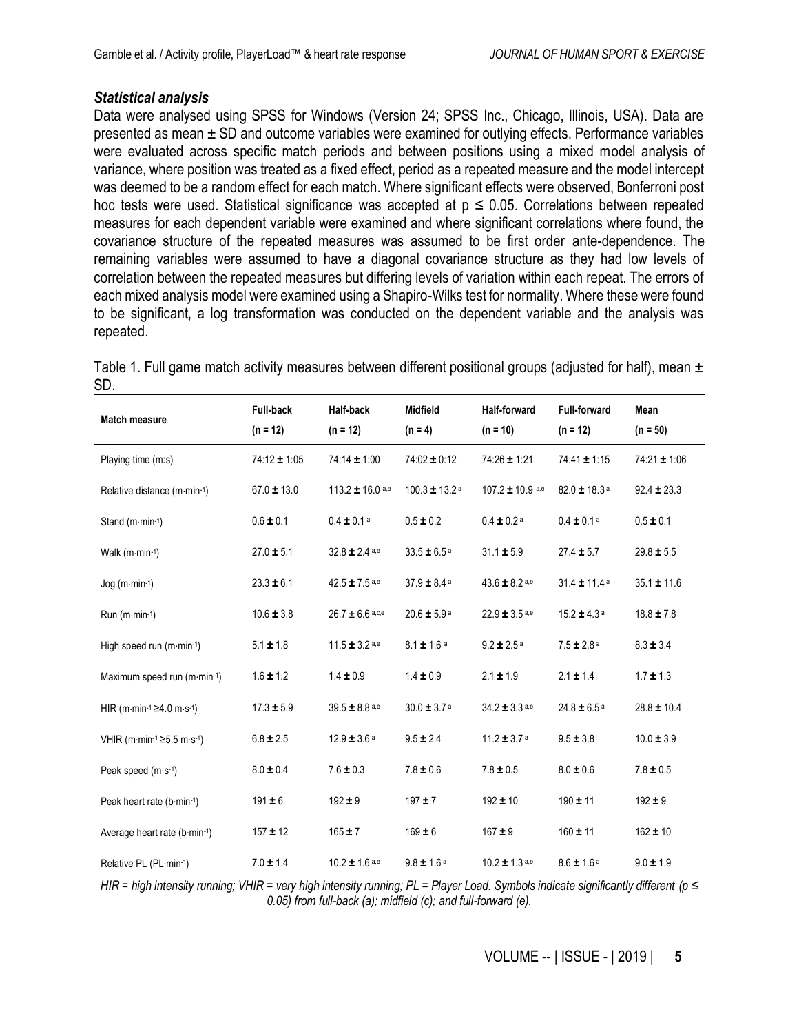### *Statistical analysis*

Data were analysed using SPSS for Windows (Version 24; SPSS Inc., Chicago, Illinois, USA). Data are presented as mean ± SD and outcome variables were examined for outlying effects. Performance variables were evaluated across specific match periods and between positions using a mixed model analysis of variance, where position was treated as a fixed effect, period as a repeated measure and the model intercept was deemed to be a random effect for each match. Where significant effects were observed, Bonferroni post hoc tests were used. Statistical significance was accepted at $p \leq 0.05$. Correlations between repeated measures for each dependent variable were examined and where significant correlations where found, the covariance structure of the repeated measures was assumed to be first order ante-dependence. The remaining variables were assumed to have a diagonal covariance structure as they had low levels of correlation between the repeated measures but differing levels of variation within each repeat. The errors of each mixed analysis model were examined using a Shapiro-Wilks test for normality. Where these were found to be significant, a log transformation was conducted on the dependent variable and the analysis was repeated.

Table 1. Full game match activity measures between different positional groups (adjusted for half), mean ± SD.

| Match measure | Full-back (n = 12) | Half-back (n = 12) | Midfield (n = 4) | Half-forward (n = 10) | Full-forward (n = 12) | Mean (n = 50) |
|---|---|---|---|---|---|---|
| Playing time (m:s) | 74:12 ± 1:05 | 74:14 ± 1:00 | 74:02 ± 0:12 | 74:26 ± 1:21 | 74:41 ± 1:15 | 74:21 ± 1:06 |
| Relative distance ($m \cdot min^{-1}$) | 67.0 ± 13.0 | 113.2 ± 16.0 [a,e] | 100.3 ± 13.2 [a] | 107.2 ± 10.9 [a,e] | 82.0 ± 18.3 [a] | 92.4 ± 23.3 |
| Stand ($m \cdot min^{-1}$) | 0.6 ± 0.1 | 0.4 ± 0.1 [a] | 0.5 ± 0.2 | 0.4 ± 0.2 [a] | 0.4 ± 0.1 [a] | 0.5 ± 0.1 |
| Walk ($m \cdot min^{-1}$) | 27.0 ± 5.1 | 32.8 ± 2.4 [a,e] | 33.5 ± 6.5 [a] | 31.1 ± 5.9 | 27.4 ± 5.7 | 29.8 ± 5.5 |
| Jog ($m \cdot min^{-1}$) | 23.3 ± 6.1 | 42.5 ± 7.5 [a,e] | 37.9 ± 8.4 [a] | 43.6 ± 8.2 [a,e] | 31.4 ± 11.4 [a] | 35.1 ± 11.6 |
| Run ($m \cdot min^{-1}$) | 10.6 ± 3.8 | 26.7 ± 6.6 [a,c,e] | 20.6 ± 5.9 [a] | 22.9 ± 3.5 [a,e] | 15.2 ± 4.3 [a] | 18.8 ± 7.8 |
| High speed run ($m \cdot min^{-1}$) | 5.1 ± 1.8 | 11.5 ± 3.2 [a,e] | 8.1 ± 1.6 [a] | 9.2 ± 2.5 [a] | 7.5 ± 2.8 [a] | 8.3 ± 3.4 |
| Maximum speed run ($m \cdot min^{-1}$) | 1.6 ± 1.2 | 1.4 ± 0.9 | 1.4 ± 0.9 | 2.1 ± 1.9 | 2.1 ± 1.4 | 1.7 ± 1.3 |
| HIR ($m \cdot min^{-1} \geq 4.0\ m \cdot s^{-1}$) | 17.3 ± 5.9 | 39.5 ± 8.8 [a,e] | 30.0 ± 3.7 [a] | 34.2 ± 3.3 [a,e] | 24.8 ± 6.5 [a] | 28.8 ± 10.4 |
| VHIR ($m \cdot min^{-1} \geq 5.5\ m \cdot s^{-1}$) | 6.8 ± 2.5 | 12.9 ± 3.6 [a] | 9.5 ± 2.4 | 11.2 ± 3.7 [a] | 9.5 ± 3.8 | 10.0 ± 3.9 |
| Peak speed ($m \cdot s^{-1}$) | 8.0 ± 0.4 | 7.6 ± 0.3 | 7.8 ± 0.6 | 7.8 ± 0.5 | 8.0 ± 0.6 | 7.8 ± 0.5 |
| Peak heart rate ($b \cdot min^{-1}$) | 191 ± 6 | 192 ± 9 | 197 ± 7 | 192 ± 10 | 190 ± 11 | 192 ± 9 |
| Average heart rate ($b \cdot min^{-1}$) | 157 ± 12 | 165 ± 7 | 169 ± 6 | 167 ± 9 | 160 ± 11 | 162 ± 10 |
| Relative PL ($PL \cdot min^{-1}$) | 7.0 ± 1.4 | 10.2 ± 1.6 [a,e] | 9.8 ± 1.6 [a] | 10.2 ± 1.3 [a,e] | 8.6 ± 1.6 [a] | 9.0 ± 1.9 |

*HIR = high intensity running; VHIR = very high intensity running; PL = Player Load. Symbols indicate significantly different ($p \leq 0.05$) from full-back (a); midfield (c); and full-forward (e).*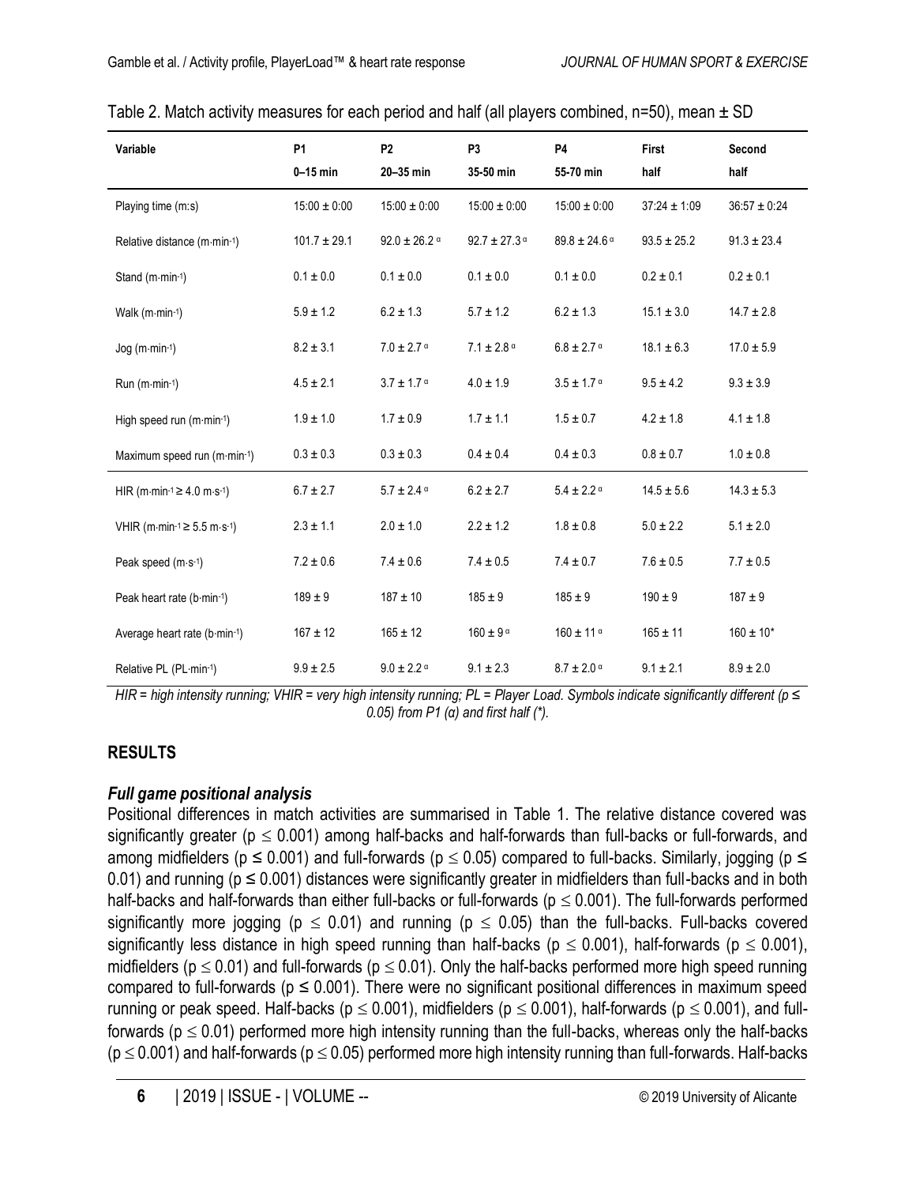Table 2. Match activity measures for each period and half (all players combined, n=50), mean ± SD

| Variable | P1 0–15 min | P2 20–35 min | P3 35-50 min | P4 55-70 min | First half | Second half |
|---|---|---|---|---|---|---|
| Playing time (m:s) | 15:00 ± 0:00 | 15:00 ± 0:00 | 15:00 ± 0:00 | 15:00 ± 0:00 | 37:24 ± 1:09 | 36:57 ± 0:24 |
| Relative distance ($m \cdot min^{-1}$) | 101.7 ± 29.1 | 92.0 ± 26.2 $^{\alpha}$ | 92.7 ± 27.3 $^{\alpha}$ | 89.8 ± 24.6 $^{\alpha}$ | 93.5 ± 25.2 | 91.3 ± 23.4 |
| Stand ($m \cdot min^{-1}$) | 0.1 ± 0.0 | 0.1 ± 0.0 | 0.1 ± 0.0 | 0.1 ± 0.0 | 0.2 ± 0.1 | 0.2 ± 0.1 |
| Walk ($m \cdot min^{-1}$) | 5.9 ± 1.2 | 6.2 ± 1.3 | 5.7 ± 1.2 | 6.2 ± 1.3 | 15.1 ± 3.0 | 14.7 ± 2.8 |
| Jog ($m \cdot min^{-1}$) | 8.2 ± 3.1 | 7.0 ± 2.7 $^{\alpha}$ | 7.1 ± 2.8 $^{\alpha}$ | 6.8 ± 2.7 $^{\alpha}$ | 18.1 ± 6.3 | 17.0 ± 5.9 |
| Run ($m \cdot min^{-1}$) | 4.5 ± 2.1 | 3.7 ± 1.7 $^{\alpha}$ | 4.0 ± 1.9 | 3.5 ± 1.7 $^{\alpha}$ | 9.5 ± 4.2 | 9.3 ± 3.9 |
| High speed run ($m \cdot min^{-1}$) | 1.9 ± 1.0 | 1.7 ± 0.9 | 1.7 ± 1.1 | 1.5 ± 0.7 | 4.2 ± 1.8 | 4.1 ± 1.8 |
| Maximum speed run ($m \cdot min^{-1}$) | 0.3 ± 0.3 | 0.3 ± 0.3 | 0.4 ± 0.4 | 0.4 ± 0.3 | 0.8 ± 0.7 | 1.0 ± 0.8 |
| HIR ($m \cdot min^{-1} \geq 4.0\ m \cdot s^{-1}$) | 6.7 ± 2.7 | 5.7 ± 2.4 $^{\alpha}$ | 6.2 ± 2.7 | 5.4 ± 2.2 $^{\alpha}$ | 14.5 ± 5.6 | 14.3 ± 5.3 |
| VHIR ($m \cdot min^{-1} \geq 5.5\ m \cdot s^{-1}$) | 2.3 ± 1.1 | 2.0 ± 1.0 | 2.2 ± 1.2 | 1.8 ± 0.8 | 5.0 ± 2.2 | 5.1 ± 2.0 |
| Peak speed ($m \cdot s^{-1}$) | 7.2 ± 0.6 | 7.4 ± 0.6 | 7.4 ± 0.5 | 7.4 ± 0.7 | 7.6 ± 0.5 | 7.7 ± 0.5 |
| Peak heart rate ($b \cdot min^{-1}$) | 189 ± 9 | 187 ± 10 | 185 ± 9 | 185 ± 9 | 190 ± 9 | 187 ± 9 |
| Average heart rate ($b \cdot min^{-1}$) | 167 ± 12 | 165 ± 12 | 160 ± 9 $^{\alpha}$ | 160 ± 11 $^{\alpha}$ | 165 ± 11 | 160 ± 10* |
| Relative PL ($PL \cdot min^{-1}$) | 9.9 ± 2.5 | 9.0 ± 2.2 $^{\alpha}$ | 9.1 ± 2.3 | 8.7 ± 2.0 $^{\alpha}$ | 9.1 ± 2.1 | 8.9 ± 2.0 |

*HIR = high intensity running; VHIR = very high intensity running; PL = Player Load. Symbols indicate significantly different ($p \leq 0.05$) from P1 (α) and first half (\*).*

## RESULTS

### *Full game positional analysis*

Positional differences in match activities are summarised in Table 1. The relative distance covered was significantly greater ($p \leq 0.001$) among half-backs and half-forwards than full-backs or full-forwards, and among midfielders ($p \leq 0.001$) and full-forwards ($p \leq 0.05$) compared to full-backs. Similarly, jogging ($p \leq 0.01$) and running ($p \leq 0.001$) distances were significantly greater in midfielders than full-backs and in both half-backs and half-forwards than either full-backs or full-forwards ($p \leq 0.001$). The full-forwards performed significantly more jogging ($p \leq 0.01$) and running ($p \leq 0.05$) than the full-backs. Full-backs covered significantly less distance in high speed running than half-backs ($p \leq 0.001$), half-forwards ($p \leq 0.001$), midfielders ($p \leq 0.01$) and full-forwards ($p \leq 0.01$). Only the half-backs performed more high speed running compared to full-forwards ($p \leq 0.001$). There were no significant positional differences in maximum speed running or peak speed. Half-backs ($p \leq 0.001$), midfielders ($p \leq 0.001$), half-forwards ($p \leq 0.001$), and full-forwards ($p \leq 0.01$) performed more high intensity running than the full-backs, whereas only the half-backs ($p \leq 0.001$) and half-forwards ($p \leq 0.05$) performed more high intensity running than full-forwards. Half-backs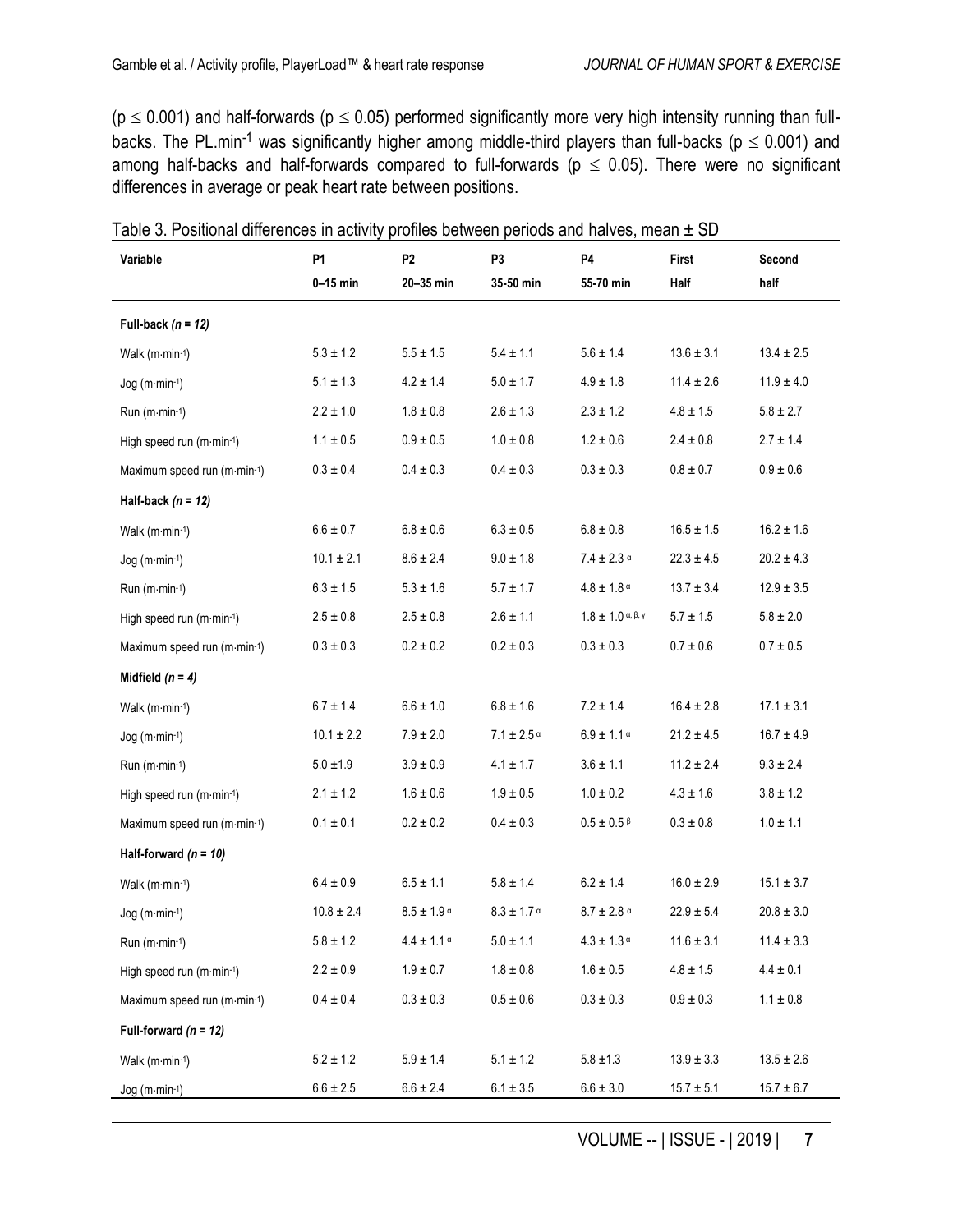($p \leq 0.001$) and half-forwards ($p \leq 0.05$) performed significantly more very high intensity running than full-backs. The $PL.min^{-1}$ was significantly higher among middle-third players than full-backs ($p \leq 0.001$) and among half-backs and half-forwards compared to full-forwards ($p \leq 0.05$). There were no significant differences in average or peak heart rate between positions.

Table 3. Positional differences in activity profiles between periods and halves, mean ± SD

| Variable | P1<br>0–15 min | P2<br>20–35 min | P3<br>35-50 min | P4<br>55-70 min | First<br>Half | Second<br>half |
|---|---|---|---|---|---|---|
| ***Full-back** (n = 12)* | | | | | | |
| Walk ($m \cdot min^{-1}$) | 5.3 ± 1.2 | 5.5 ± 1.5 | 5.4 ± 1.1 | 5.6 ± 1.4 | 13.6 ± 3.1 | 13.4 ± 2.5 |
| Jog ($m \cdot min^{-1}$) | 5.1 ± 1.3 | 4.2 ± 1.4 | 5.0 ± 1.7 | 4.9 ± 1.8 | 11.4 ± 2.6 | 11.9 ± 4.0 |
| Run ($m \cdot min^{-1}$) | 2.2 ± 1.0 | 1.8 ± 0.8 | 2.6 ± 1.3 | 2.3 ± 1.2 | 4.8 ± 1.5 | 5.8 ± 2.7 |
| High speed run ($m \cdot min^{-1}$) | 1.1 ± 0.5 | 0.9 ± 0.5 | 1.0 ± 0.8 | 1.2 ± 0.6 | 2.4 ± 0.8 | 2.7 ± 1.4 |
| Maximum speed run ($m \cdot min^{-1}$) | 0.3 ± 0.4 | 0.4 ± 0.3 | 0.4 ± 0.3 | 0.3 ± 0.3 | 0.8 ± 0.7 | 0.9 ± 0.6 |
| ***Half-back** (n = 12)* | | | | | | |
| Walk ($m \cdot min^{-1}$) | 6.6 ± 0.7 | 6.8 ± 0.6 | 6.3 ± 0.5 | 6.8 ± 0.8 | 16.5 ± 1.5 | 16.2 ± 1.6 |
| Jog ($m \cdot min^{-1}$) | 10.1 ± 2.1 | 8.6 ± 2.4 | 9.0 ± 1.8 | 7.4 ± 2.3 $^{\alpha}$ | 22.3 ± 4.5 | 20.2 ± 4.3 |
| Run ($m \cdot min^{-1}$) | 6.3 ± 1.5 | 5.3 ± 1.6 | 5.7 ± 1.7 | 4.8 ± 1.8 $^{\alpha}$ | 13.7 ± 3.4 | 12.9 ± 3.5 |
| High speed run ($m \cdot min^{-1}$) | 2.5 ± 0.8 | 2.5 ± 0.8 | 2.6 ± 1.1 | 1.8 ± 1.0 $^{\alpha, \beta, \gamma}$ | 5.7 ± 1.5 | 5.8 ± 2.0 |
| Maximum speed run ($m \cdot min^{-1}$) | 0.3 ± 0.3 | 0.2 ± 0.2 | 0.2 ± 0.3 | 0.3 ± 0.3 | 0.7 ± 0.6 | 0.7 ± 0.5 |
| ***Midfield** (n = 4)* | | | | | | |
| Walk ($m \cdot min^{-1}$) | 6.7 ± 1.4 | 6.6 ± 1.0 | 6.8 ± 1.6 | 7.2 ± 1.4 | 16.4 ± 2.8 | 17.1 ± 3.1 |
| Jog ($m \cdot min^{-1}$) | 10.1 ± 2.2 | 7.9 ± 2.0 | 7.1 ± 2.5 $^{\alpha}$ | 6.9 ± 1.1 $^{\alpha}$ | 21.2 ± 4.5 | 16.7 ± 4.9 |
| Run ($m \cdot min^{-1}$) | 5.0 ±1.9 | 3.9 ± 0.9 | 4.1 ± 1.7 | 3.6 ± 1.1 | 11.2 ± 2.4 | 9.3 ± 2.4 |
| High speed run ($m \cdot min^{-1}$) | 2.1 ± 1.2 | 1.6 ± 0.6 | 1.9 ± 0.5 | 1.0 ± 0.2 | 4.3 ± 1.6 | 3.8 ± 1.2 |
| Maximum speed run ($m \cdot min^{-1}$) | 0.1 ± 0.1 | 0.2 ± 0.2 | 0.4 ± 0.3 | 0.5 ± 0.5 $^{\beta}$ | 0.3 ± 0.8 | 1.0 ± 1.1 |
| ***Half-forward** (n = 10)* | | | | | | |
| Walk ($m \cdot min^{-1}$) | 6.4 ± 0.9 | 6.5 ± 1.1 | 5.8 ± 1.4 | 6.2 ± 1.4 | 16.0 ± 2.9 | 15.1 ± 3.7 |
| Jog ($m \cdot min^{-1}$) | 10.8 ± 2.4 | 8.5 ± 1.9 $^{\alpha}$ | 8.3 ± 1.7 $^{\alpha}$ | 8.7 ± 2.8 $^{\alpha}$ | 22.9 ± 5.4 | 20.8 ± 3.0 |
| Run ($m \cdot min^{-1}$) | 5.8 ± 1.2 | 4.4 ± 1.1 $^{\alpha}$ | 5.0 ± 1.1 | 4.3 ± 1.3 $^{\alpha}$ | 11.6 ± 3.1 | 11.4 ± 3.3 |
| High speed run ($m \cdot min^{-1}$) | 2.2 ± 0.9 | 1.9 ± 0.7 | 1.8 ± 0.8 | 1.6 ± 0.5 | 4.8 ± 1.5 | 4.4 ± 0.1 |
| Maximum speed run ($m \cdot min^{-1}$) | 0.4 ± 0.4 | 0.3 ± 0.3 | 0.5 ± 0.6 | 0.3 ± 0.3 | 0.9 ± 0.3 | 1.1 ± 0.8 |
| ***Full-forward** (n = 12)* | | | | | | |
| Walk ($m \cdot min^{-1}$) | 5.2 ± 1.2 | 5.9 ± 1.4 | 5.1 ± 1.2 | 5.8 ±1.3 | 13.9 ± 3.3 | 13.5 ± 2.6 |
| Jog ($m \cdot min^{-1}$) | 6.6 ± 2.5 | 6.6 ± 2.4 | 6.1 ± 3.5 | 6.6 ± 3.0 | 15.7 ± 5.1 | 15.7 ± 6.7 |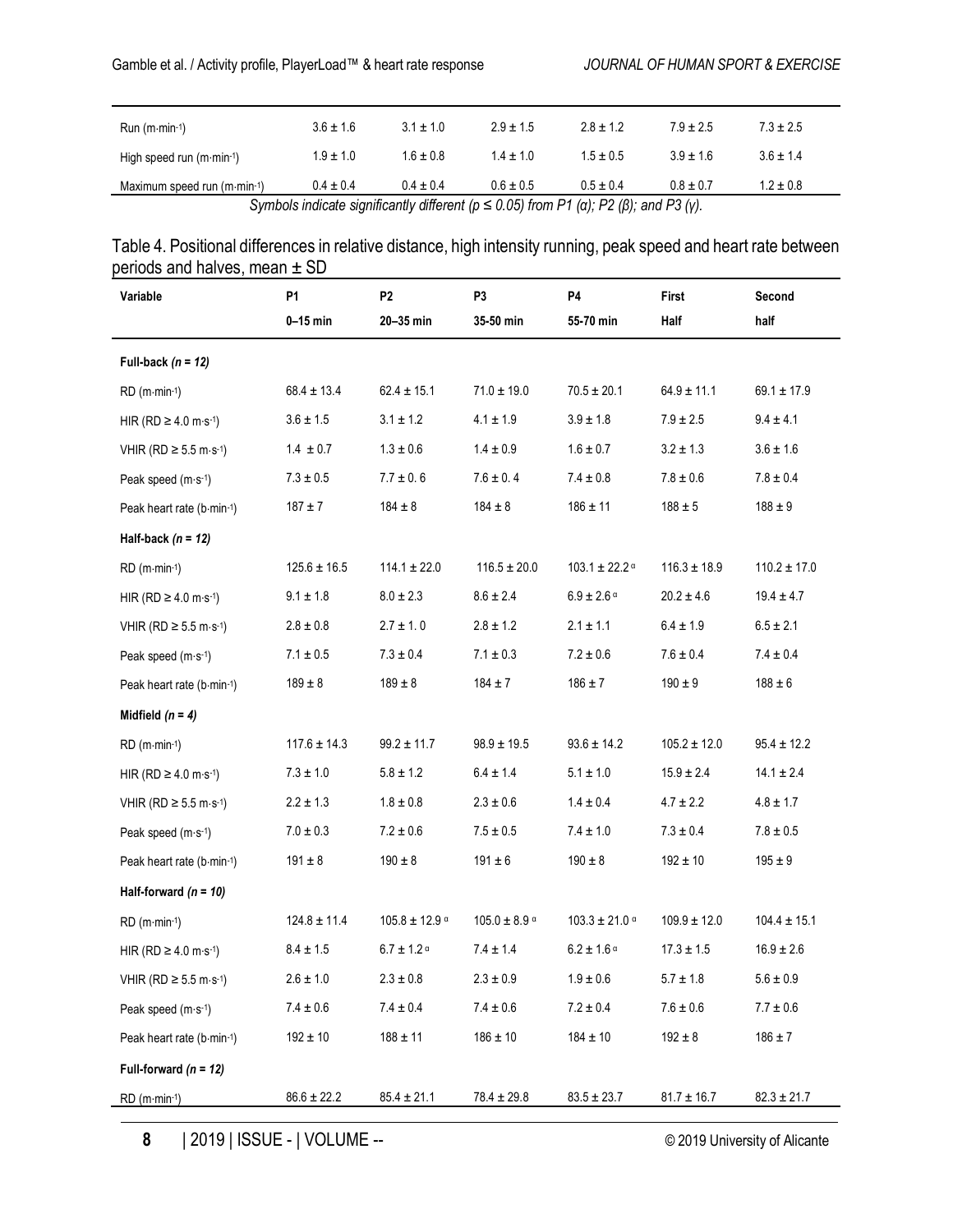| Run ($m{\cdot}min^{-1}$) | 3.6 ± 1.6 | 3.1 ± 1.0 | 2.9 ± 1.5 | 2.8 ± 1.2 | 7.9 ± 2.5 | 7.3 ± 2.5 |
|---|---|---|---|---|---|---|
| High speed run ($m{\cdot}min^{-1}$) | 1.9 ± 1.0 | 1.6 ± 0.8 | 1.4 ± 1.0 | 1.5 ± 0.5 | 3.9 ± 1.6 | 3.6 ± 1.4 |
| Maximum speed run ($m{\cdot}min^{-1}$) | 0.4 ± 0.4 | 0.4 ± 0.4 | 0.6 ± 0.5 | 0.5 ± 0.4 | 0.8 ± 0.7 | 1.2 ± 0.8 |

*Symbols indicate significantly different ($p \leq 0.05$) from P1 (α); P2 (β); and P3 (γ).*

Table 4. Positional differences in relative distance, high intensity running, peak speed and heart rate between periods and halves, mean ± SD

| Variable | P1<br>0–15 min | P2<br>20–35 min | P3<br>35-50 min | P4<br>55-70 min | First<br>Half | Second<br>half |
|---|---|---|---|---|---|---|
| **Full-back *(n = 12)*** | | | | | | |
| RD ($m{\cdot}min^{-1}$) | 68.4 ± 13.4 | 62.4 ± 15.1 | 71.0 ± 19.0 | 70.5 ± 20.1 | 64.9 ± 11.1 | 69.1 ± 17.9 |
| HIR (RD ≥ 4.0 $m{\cdot}s^{-1}$) | 3.6 ± 1.5 | 3.1 ± 1.2 | 4.1 ± 1.9 | 3.9 ± 1.8 | 7.9 ± 2.5 | 9.4 ± 4.1 |
| VHIR (RD ≥ 5.5 $m{\cdot}s^{-1}$) | 1.4 ± 0.7 | 1.3 ± 0.6 | 1.4 ± 0.9 | 1.6 ± 0.7 | 3.2 ± 1.3 | 3.6 ± 1.6 |
| Peak speed ($m{\cdot}s^{-1}$) | 7.3 ± 0.5 | 7.7 ± 0. 6 | 7.6 ± 0. 4 | 7.4 ± 0.8 | 7.8 ± 0.6 | 7.8 ± 0.4 |
| Peak heart rate ($b{\cdot}min^{-1}$) | 187 ± 7 | 184 ± 8 | 184 ± 8 | 186 ± 11 | 188 ± 5 | 188 ± 9 |
| **Half-back *(n = 12)*** | | | | | | |
| RD ($m{\cdot}min^{-1}$) | 125.6 ± 16.5 | 114.1 ± 22.0 | 116.5 ± 20.0 | 103.1 ± 22.2 α | 116.3 ± 18.9 | 110.2 ± 17.0 |
| HIR (RD ≥ 4.0 $m{\cdot}s^{-1}$) | 9.1 ± 1.8 | 8.0 ± 2.3 | 8.6 ± 2.4 | 6.9 ± 2.6 α | 20.2 ± 4.6 | 19.4 ± 4.7 |
| VHIR (RD ≥ 5.5 $m{\cdot}s^{-1}$) | 2.8 ± 0.8 | 2.7 ± 1. 0 | 2.8 ± 1.2 | 2.1 ± 1.1 | 6.4 ± 1.9 | 6.5 ± 2.1 |
| Peak speed ($m{\cdot}s^{-1}$) | 7.1 ± 0.5 | 7.3 ± 0.4 | 7.1 ± 0.3 | 7.2 ± 0.6 | 7.6 ± 0.4 | 7.4 ± 0.4 |
| Peak heart rate ($b{\cdot}min^{-1}$) | 189 ± 8 | 189 ± 8 | 184 ± 7 | 186 ± 7 | 190 ± 9 | 188 ± 6 |
| **Midfield *(n = 4)*** | | | | | | |
| RD ($m{\cdot}min^{-1}$) | 117.6 ± 14.3 | 99.2 ± 11.7 | 98.9 ± 19.5 | 93.6 ± 14.2 | 105.2 ± 12.0 | 95.4 ± 12.2 |
| HIR (RD ≥ 4.0 $m{\cdot}s^{-1}$) | 7.3 ± 1.0 | 5.8 ± 1.2 | 6.4 ± 1.4 | 5.1 ± 1.0 | 15.9 ± 2.4 | 14.1 ± 2.4 |
| VHIR (RD ≥ 5.5 $m{\cdot}s^{-1}$) | 2.2 ± 1.3 | 1.8 ± 0.8 | 2.3 ± 0.6 | 1.4 ± 0.4 | 4.7 ± 2.2 | 4.8 ± 1.7 |
| Peak speed ($m{\cdot}s^{-1}$) | 7.0 ± 0.3 | 7.2 ± 0.6 | 7.5 ± 0.5 | 7.4 ± 1.0 | 7.3 ± 0.4 | 7.8 ± 0.5 |
| Peak heart rate ($b{\cdot}min^{-1}$) | 191 ± 8 | 190 ± 8 | 191 ± 6 | 190 ± 8 | 192 ± 10 | 195 ± 9 |
| **Half-forward *(n = 10)*** | | | | | | |
| RD ($m{\cdot}min^{-1}$) | 124.8 ± 11.4 | 105.8 ± 12.9 α | 105.0 ± 8.9 α | 103.3 ± 21.0 α | 109.9 ± 12.0 | 104.4 ± 15.1 |
| HIR (RD ≥ 4.0 $m{\cdot}s^{-1}$) | 8.4 ± 1.5 | 6.7 ± 1.2 α | 7.4 ± 1.4 | 6.2 ± 1.6 α | 17.3 ± 1.5 | 16.9 ± 2.6 |
| VHIR (RD ≥ 5.5 $m{\cdot}s^{-1}$) | 2.6 ± 1.0 | 2.3 ± 0.8 | 2.3 ± 0.9 | 1.9 ± 0.6 | 5.7 ± 1.8 | 5.6 ± 0.9 |
| Peak speed ($m{\cdot}s^{-1}$) | 7.4 ± 0.6 | 7.4 ± 0.4 | 7.4 ± 0.6 | 7.2 ± 0.4 | 7.6 ± 0.6 | 7.7 ± 0.6 |
| Peak heart rate ($b{\cdot}min^{-1}$) | 192 ± 10 | 188 ± 11 | 186 ± 10 | 184 ± 10 | 192 ± 8 | 186 ± 7 |
| **Full-forward *(n = 12)*** | | | | | | |
| RD ($m{\cdot}min^{-1}$) | 86.6 ± 22.2 | 85.4 ± 21.1 | 78.4 ± 29.8 | 83.5 ± 23.7 | 81.7 ± 16.7 | 82.3 ± 21.7 |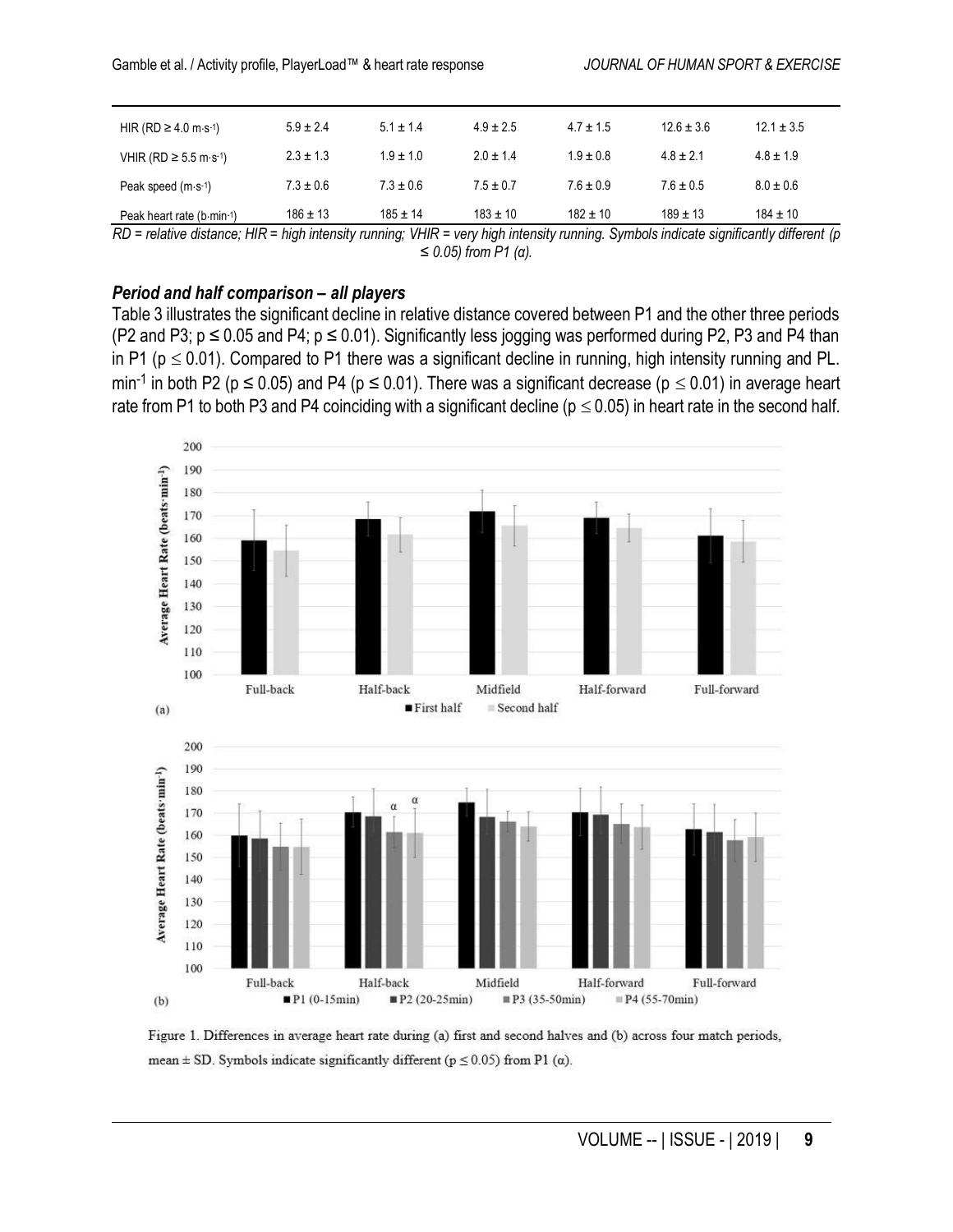| | | | | | | |
|---|---|---|---|---|---|---|
| HIR (RD ≥ 4.0 m·s-1) | 5.9 ± 2.4 | 5.1 ± 1.4 | 4.9 ± 2.5 | 4.7 ± 1.5 | 12.6 ± 3.6 | 12.1 ± 3.5 |
| VHIR (RD ≥ 5.5 m·s-1) | 2.3 ± 1.3 | 1.9 ± 1.0 | 2.0 ± 1.4 | 1.9 ± 0.8 | 4.8 ± 2.1 | 4.8 ± 1.9 |
| Peak speed (m·s-1) | 7.3 ± 0.6 | 7.3 ± 0.6 | 7.5 ± 0.7 | 7.6 ± 0.9 | 7.6 ± 0.5 | 8.0 ± 0.6 |
| Peak heart rate (b·min-1) | 186 ± 13 | 185 ± 14 | 183 ± 10 | 182 ± 10 | 189 ± 13 | 184 ± 10 |

*RD = relative distance; HIR = high intensity running; VHIR = very high intensity running. Symbols indicate significantly different (p ≤ 0.05) from P1 (α).*

### *Period and half comparison – all players*

Table 3 illustrates the significant decline in relative distance covered between P1 and the other three periods (P2 and P3; $p \leq 0.05$ and P4; $p \leq 0.01$). Significantly less jogging was performed during P2, P3 and P4 than in P1 ($p \leq 0.01$). Compared to P1 there was a significant decline in running, high intensity running and PL. $min^{-1}$ in both P2 ($p \leq 0.05$) and P4 ($p \leq 0.01$). There was a significant decrease ($p \leq 0.01$) in average heart rate from P1 to both P3 and P4 coinciding with a significant decline ($p \leq 0.05$) in heart rate in the second half.

Figure 1. Differences in average heart rate during (a) first and second halves and (b) across four match periods, mean ± SD. Symbols indicate significantly different ($p \leq 0.05$) from P1 (α).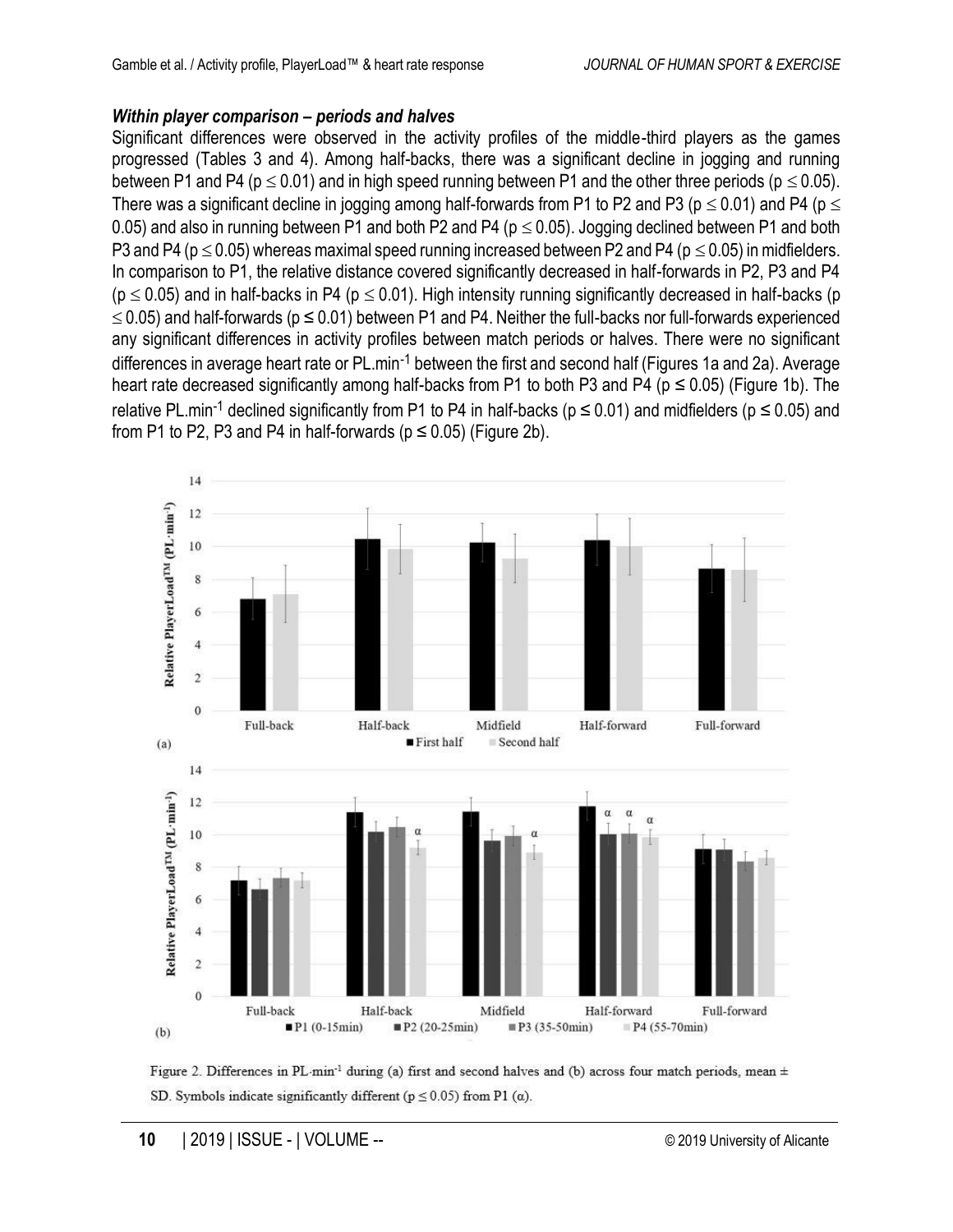### *Within player comparison – periods and halves*

Significant differences were observed in the activity profiles of the middle-third players as the games progressed (Tables 3 and 4). Among half-backs, there was a significant decline in jogging and running between P1 and P4 ($p \leq 0.01$) and in high speed running between P1 and the other three periods ($p \leq 0.05$). There was a significant decline in jogging among half-forwards from P1 to P2 and P3 ($p \leq 0.01$) and P4 ($p \leq 0.05$) and also in running between P1 and both P2 and P4 ($p \leq 0.05$). Jogging declined between P1 and both P3 and P4 ($p \leq 0.05$) whereas maximal speed running increased between P2 and P4 ($p \leq 0.05$) in midfielders. In comparison to P1, the relative distance covered significantly decreased in half-forwards in P2, P3 and P4 ($p \leq 0.05$) and in half-backs in P4 ($p \leq 0.01$). High intensity running significantly decreased in half-backs ($p \leq 0.05$) and half-forwards ($p \leq 0.01$) between P1 and P4. Neither the full-backs nor full-forwards experienced any significant differences in activity profiles between match periods or halves. There were no significant differences in average heart rate or PL.min$^{-1}$ between the first and second half (Figures 1a and 2a). Average heart rate decreased significantly among half-backs from P1 to both P3 and P4 ($p \leq 0.05$) (Figure 1b). The relative PL.min$^{-1}$ declined significantly from P1 to P4 in half-backs ($p \leq 0.01$) and midfielders ($p \leq 0.05$) and from P1 to P2, P3 and P4 in half-forwards ($p \leq 0.05$) (Figure 2b).

Figure 2. Differences in PL·min$^{-1}$ during (a) first and second halves and (b) across four match periods, mean ± SD. Symbols indicate significantly different ($p \leq 0.05$) from P1 (α).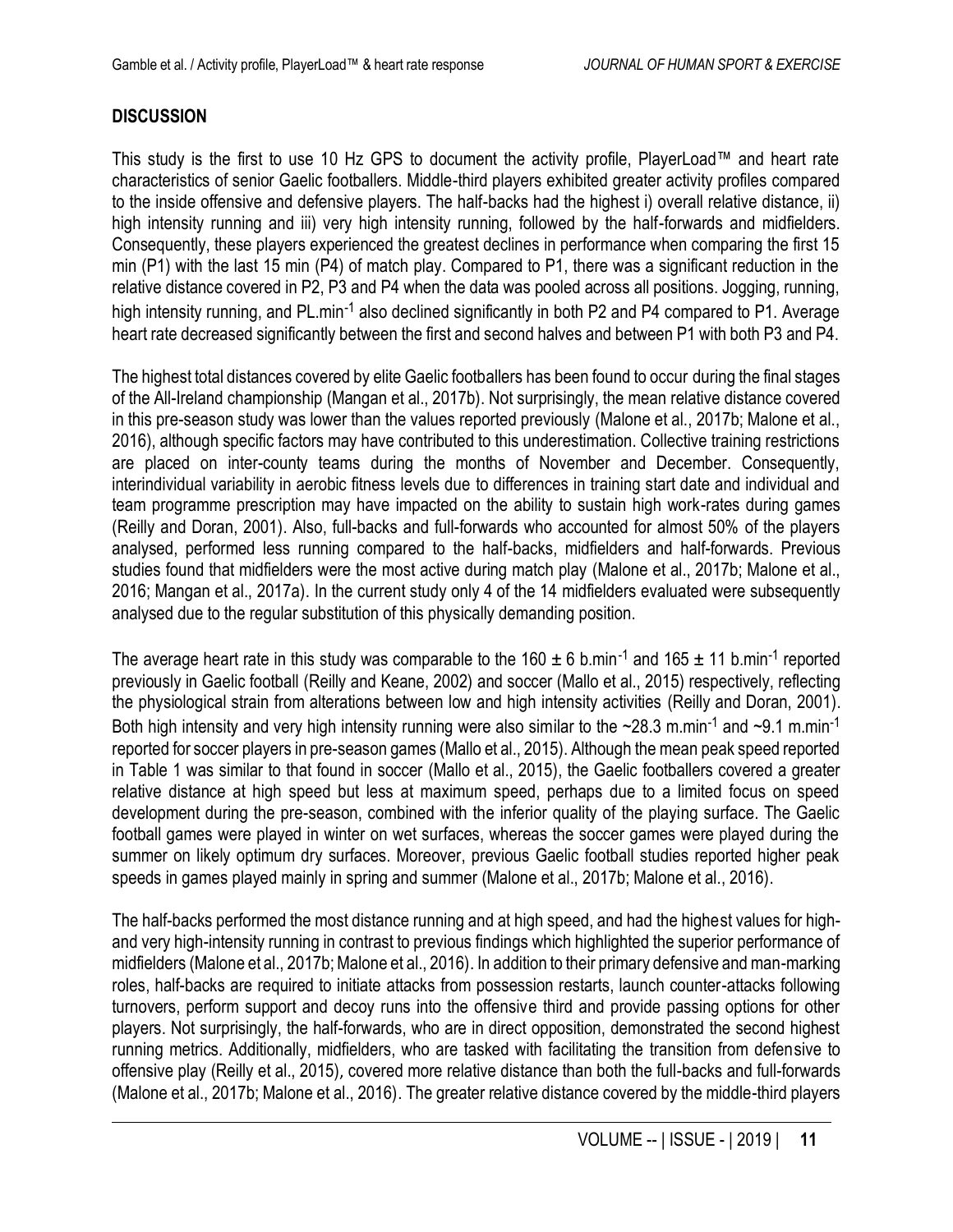## DISCUSSION

This study is the first to use 10 Hz GPS to document the activity profile, PlayerLoad™ and heart rate characteristics of senior Gaelic footballers. Middle-third players exhibited greater activity profiles compared to the inside offensive and defensive players. The half-backs had the highest i) overall relative distance, ii) high intensity running and iii) very high intensity running, followed by the half-forwards and midfielders. Consequently, these players experienced the greatest declines in performance when comparing the first 15 min (P1) with the last 15 min (P4) of match play. Compared to P1, there was a significant reduction in the relative distance covered in P2, P3 and P4 when the data was pooled across all positions. Jogging, running, high intensity running, and PL.min$^{-1}$ also declined significantly in both P2 and P4 compared to P1. Average heart rate decreased significantly between the first and second halves and between P1 with both P3 and P4.

The highest total distances covered by elite Gaelic footballers has been found to occur during the final stages of the All-Ireland championship (Mangan et al., 2017b). Not surprisingly, the mean relative distance covered in this pre-season study was lower than the values reported previously (Malone et al., 2017b; Malone et al., 2016), although specific factors may have contributed to this underestimation. Collective training restrictions are placed on inter-county teams during the months of November and December. Consequently, interindividual variability in aerobic fitness levels due to differences in training start date and individual and team programme prescription may have impacted on the ability to sustain high work-rates during games (Reilly and Doran, 2001). Also, full-backs and full-forwards who accounted for almost 50% of the players analysed, performed less running compared to the half-backs, midfielders and half-forwards. Previous studies found that midfielders were the most active during match play (Malone et al., 2017b; Malone et al., 2016; Mangan et al., 2017a). In the current study only 4 of the 14 midfielders evaluated were subsequently analysed due to the regular substitution of this physically demanding position.

The average heart rate in this study was comparable to the 160 ± 6 b.min$^{-1}$ and 165 ± 11 b.min$^{-1}$ reported previously in Gaelic football (Reilly and Keane, 2002) and soccer (Mallo et al., 2015) respectively, reflecting the physiological strain from alterations between low and high intensity activities (Reilly and Doran, 2001). Both high intensity and very high intensity running were also similar to the ~28.3 m.min$^{-1}$ and ~9.1 m.min$^{-1}$ reported for soccer players in pre-season games (Mallo et al., 2015). Although the mean peak speed reported in Table 1 was similar to that found in soccer (Mallo et al., 2015), the Gaelic footballers covered a greater relative distance at high speed but less at maximum speed, perhaps due to a limited focus on speed development during the pre-season, combined with the inferior quality of the playing surface. The Gaelic football games were played in winter on wet surfaces, whereas the soccer games were played during the summer on likely optimum dry surfaces. Moreover, previous Gaelic football studies reported higher peak speeds in games played mainly in spring and summer (Malone et al., 2017b; Malone et al., 2016).

The half-backs performed the most distance running and at high speed, and had the highest values for high- and very high-intensity running in contrast to previous findings which highlighted the superior performance of midfielders (Malone et al., 2017b; Malone et al., 2016). In addition to their primary defensive and man-marking roles, half-backs are required to initiate attacks from possession restarts, launch counter-attacks following turnovers, perform support and decoy runs into the offensive third and provide passing options for other players. Not surprisingly, the half-forwards, who are in direct opposition, demonstrated the second highest running metrics. Additionally, midfielders, who are tasked with facilitating the transition from defensive to offensive play (Reilly et al., 2015), covered more relative distance than both the full-backs and full-forwards (Malone et al., 2017b; Malone et al., 2016). The greater relative distance covered by the middle-third players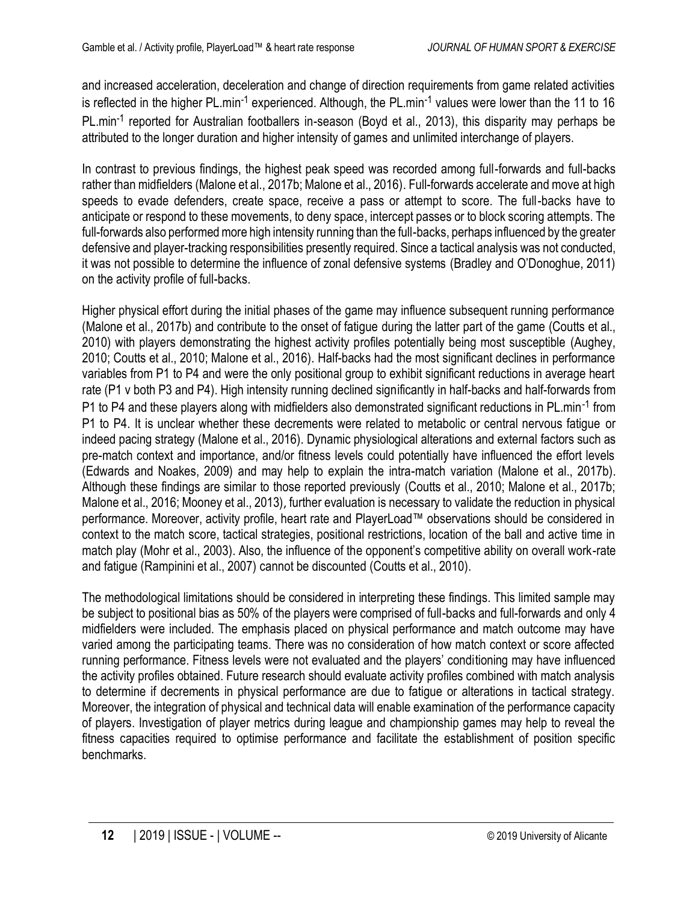and increased acceleration, deceleration and change of direction requirements from game related activities is reflected in the higher PL.min$^{-1}$ experienced. Although, the PL.min$^{-1}$ values were lower than the 11 to 16 PL.min$^{-1}$ reported for Australian footballers in-season (Boyd et al., 2013), this disparity may perhaps be attributed to the longer duration and higher intensity of games and unlimited interchange of players.

In contrast to previous findings, the highest peak speed was recorded among full-forwards and full-backs rather than midfielders (Malone et al., 2017b; Malone et al., 2016). Full-forwards accelerate and move at high speeds to evade defenders, create space, receive a pass or attempt to score. The full-backs have to anticipate or respond to these movements, to deny space, intercept passes or to block scoring attempts. The full-forwards also performed more high intensity running than the full-backs, perhaps influenced by the greater defensive and player-tracking responsibilities presently required. Since a tactical analysis was not conducted, it was not possible to determine the influence of zonal defensive systems (Bradley and O'Donoghue, 2011) on the activity profile of full-backs.

Higher physical effort during the initial phases of the game may influence subsequent running performance (Malone et al., 2017b) and contribute to the onset of fatigue during the latter part of the game (Coutts et al., 2010) with players demonstrating the highest activity profiles potentially being most susceptible (Aughey, 2010; Coutts et al., 2010; Malone et al., 2016). Half-backs had the most significant declines in performance variables from P1 to P4 and were the only positional group to exhibit significant reductions in average heart rate (P1 v both P3 and P4). High intensity running declined significantly in half-backs and half-forwards from P1 to P4 and these players along with midfielders also demonstrated significant reductions in PL.min$^{-1}$ from P1 to P4. It is unclear whether these decrements were related to metabolic or central nervous fatigue or indeed pacing strategy (Malone et al., 2016). Dynamic physiological alterations and external factors such as pre-match context and importance, and/or fitness levels could potentially have influenced the effort levels (Edwards and Noakes, 2009) and may help to explain the intra-match variation (Malone et al., 2017b). Although these findings are similar to those reported previously (Coutts et al., 2010; Malone et al., 2017b; Malone et al., 2016; Mooney et al., 2013), further evaluation is necessary to validate the reduction in physical performance. Moreover, activity profile, heart rate and PlayerLoad™ observations should be considered in context to the match score, tactical strategies, positional restrictions, location of the ball and active time in match play (Mohr et al., 2003). Also, the influence of the opponent's competitive ability on overall work-rate and fatigue (Rampinini et al., 2007) cannot be discounted (Coutts et al., 2010).

The methodological limitations should be considered in interpreting these findings. This limited sample may be subject to positional bias as 50% of the players were comprised of full-backs and full-forwards and only 4 midfielders were included. The emphasis placed on physical performance and match outcome may have varied among the participating teams. There was no consideration of how match context or score affected running performance. Fitness levels were not evaluated and the players' conditioning may have influenced the activity profiles obtained. Future research should evaluate activity profiles combined with match analysis to determine if decrements in physical performance are due to fatigue or alterations in tactical strategy. Moreover, the integration of physical and technical data will enable examination of the performance capacity of players. Investigation of player metrics during league and championship games may help to reveal the fitness capacities required to optimise performance and facilitate the establishment of position specific benchmarks.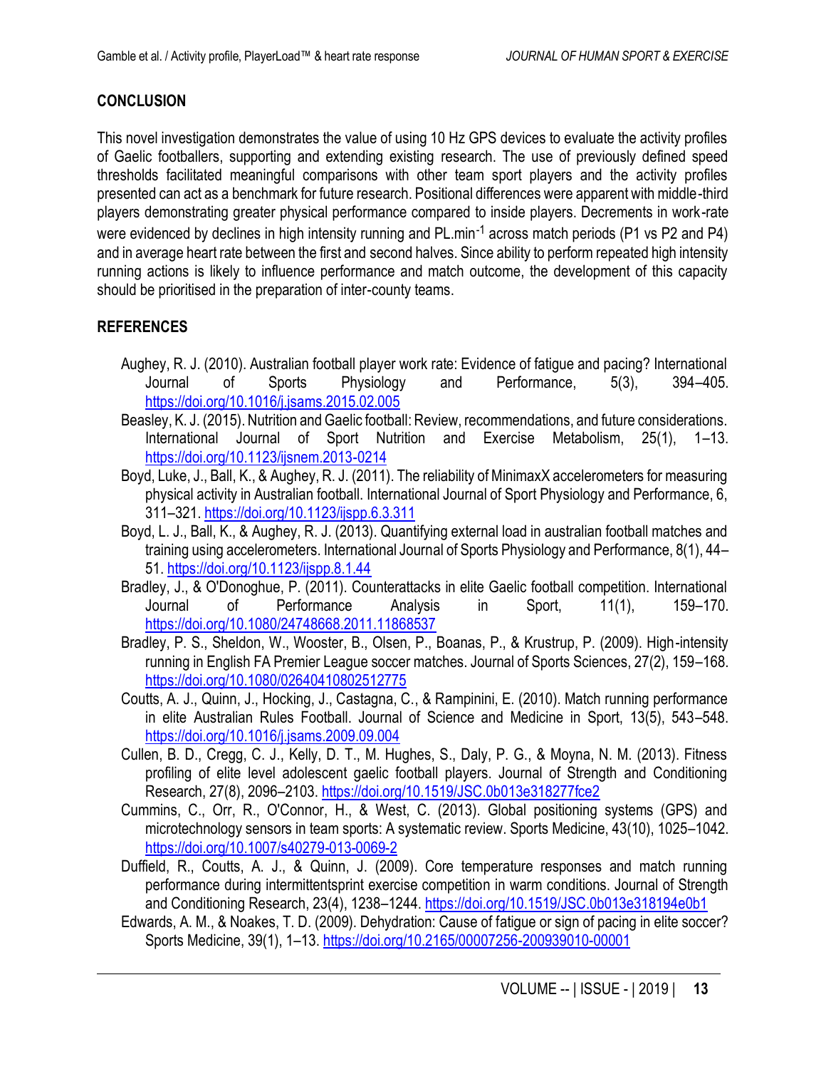## CONCLUSION

This novel investigation demonstrates the value of using 10 Hz GPS devices to evaluate the activity profiles of Gaelic footballers, supporting and extending existing research. The use of previously defined speed thresholds facilitated meaningful comparisons with other team sport players and the activity profiles presented can act as a benchmark for future research. Positional differences were apparent with middle-third players demonstrating greater physical performance compared to inside players. Decrements in work-rate were evidenced by declines in high intensity running and PL.min$^{-1}$ across match periods (P1 vs P2 and P4) and in average heart rate between the first and second halves. Since ability to perform repeated high intensity running actions is likely to influence performance and match outcome, the development of this capacity should be prioritised in the preparation of inter-county teams.

## REFERENCES

- Aughey, R. J. (2010). Australian football player work rate: Evidence of fatigue and pacing? International Journal of Sports Physiology and Performance, 5(3), 394–405. https://doi.org/10.1016/j.jsams.2015.02.005
- Beasley, K. J. (2015). Nutrition and Gaelic football: Review, recommendations, and future considerations. International Journal of Sport Nutrition and Exercise Metabolism, 25(1), 1–13. https://doi.org/10.1123/ijsnem.2013-0214
- Boyd, Luke, J., Ball, K., & Aughey, R. J. (2011). The reliability of MinimaxX accelerometers for measuring physical activity in Australian football. International Journal of Sport Physiology and Performance, 6, 311–321. https://doi.org/10.1123/ijspp.6.3.311
- Boyd, L. J., Ball, K., & Aughey, R. J. (2013). Quantifying external load in australian football matches and training using accelerometers. International Journal of Sports Physiology and Performance, 8(1), 44–51. https://doi.org/10.1123/ijspp.8.1.44
- Bradley, J., & O'Donoghue, P. (2011). Counterattacks in elite Gaelic football competition. International Journal of Performance Analysis in Sport, 11(1), 159–170. https://doi.org/10.1080/24748668.2011.11868537
- Bradley, P. S., Sheldon, W., Wooster, B., Olsen, P., Boanas, P., & Krustrup, P. (2009). High-intensity running in English FA Premier League soccer matches. Journal of Sports Sciences, 27(2), 159–168. https://doi.org/10.1080/02640410802512775
- Coutts, A. J., Quinn, J., Hocking, J., Castagna, C., & Rampinini, E. (2010). Match running performance in elite Australian Rules Football. Journal of Science and Medicine in Sport, 13(5), 543–548. https://doi.org/10.1016/j.jsams.2009.09.004
- Cullen, B. D., Cregg, C. J., Kelly, D. T., M. Hughes, S., Daly, P. G., & Moyna, N. M. (2013). Fitness profiling of elite level adolescent gaelic football players. Journal of Strength and Conditioning Research, 27(8), 2096–2103. https://doi.org/10.1519/JSC.0b013e318277fce2
- Cummins, C., Orr, R., O'Connor, H., & West, C. (2013). Global positioning systems (GPS) and microtechnology sensors in team sports: A systematic review. Sports Medicine, 43(10), 1025–1042. https://doi.org/10.1007/s40279-013-0069-2
- Duffield, R., Coutts, A. J., & Quinn, J. (2009). Core temperature responses and match running performance during intermittentsprint exercise competition in warm conditions. Journal of Strength and Conditioning Research, 23(4), 1238–1244. https://doi.org/10.1519/JSC.0b013e318194e0b1
- Edwards, A. M., & Noakes, T. D. (2009). Dehydration: Cause of fatigue or sign of pacing in elite soccer? Sports Medicine, 39(1), 1–13. https://doi.org/10.2165/00007256-200939010-00001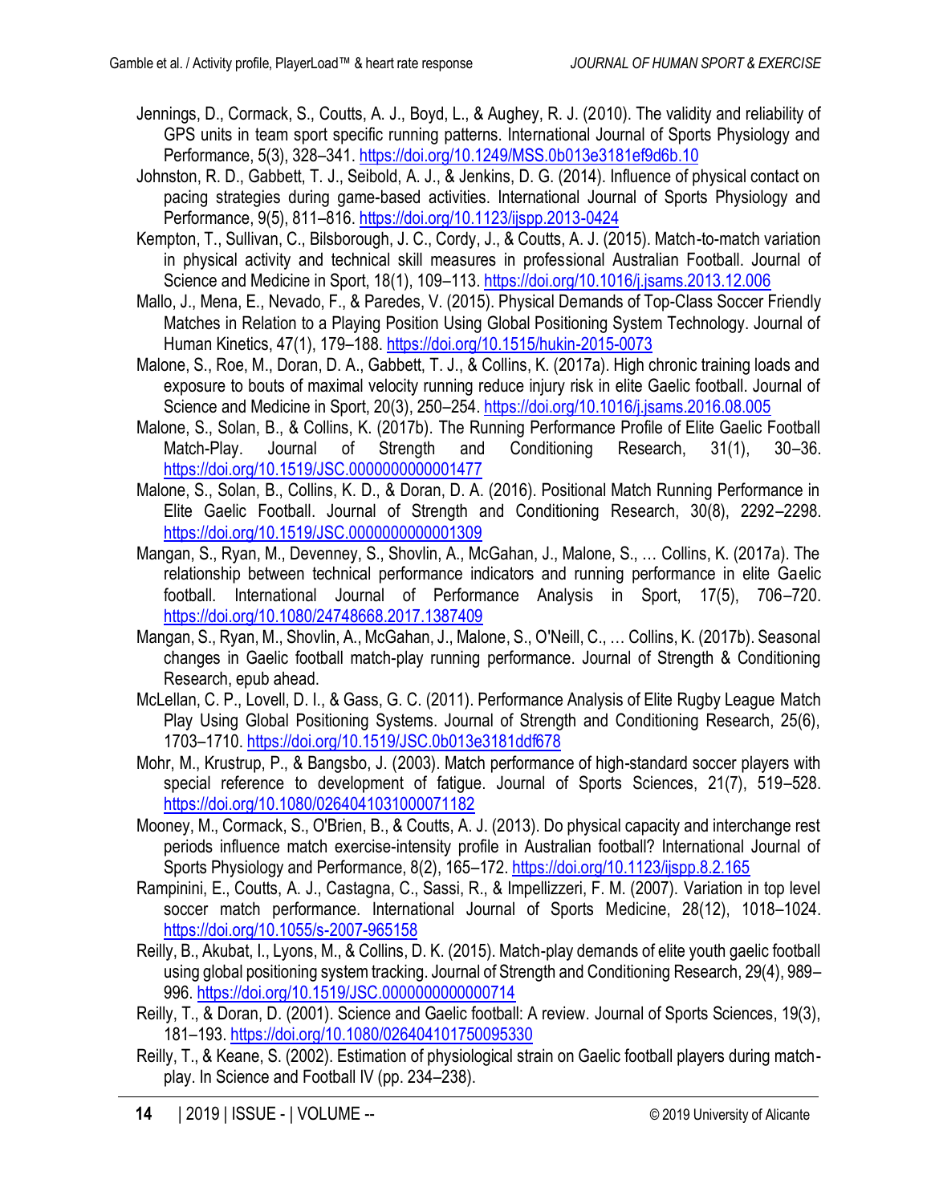Jennings, D., Cormack, S., Coutts, A. J., Boyd, L., & Aughey, R. J. (2010). The validity and reliability of GPS units in team sport specific running patterns. International Journal of Sports Physiology and Performance, 5(3), 328–341. https://doi.org/10.1249/MSS.0b013e3181ef9d6b.10

Johnston, R. D., Gabbett, T. J., Seibold, A. J., & Jenkins, D. G. (2014). Influence of physical contact on pacing strategies during game-based activities. International Journal of Sports Physiology and Performance, 9(5), 811–816. https://doi.org/10.1123/ijspp.2013-0424

Kempton, T., Sullivan, C., Bilsborough, J. C., Cordy, J., & Coutts, A. J. (2015). Match-to-match variation in physical activity and technical skill measures in professional Australian Football. Journal of Science and Medicine in Sport, 18(1), 109–113. https://doi.org/10.1016/j.jsams.2013.12.006

Mallo, J., Mena, E., Nevado, F., & Paredes, V. (2015). Physical Demands of Top-Class Soccer Friendly Matches in Relation to a Playing Position Using Global Positioning System Technology. Journal of Human Kinetics, 47(1), 179–188. https://doi.org/10.1515/hukin-2015-0073

Malone, S., Roe, M., Doran, D. A., Gabbett, T. J., & Collins, K. (2017a). High chronic training loads and exposure to bouts of maximal velocity running reduce injury risk in elite Gaelic football. Journal of Science and Medicine in Sport, 20(3), 250–254. https://doi.org/10.1016/j.jsams.2016.08.005

Malone, S., Solan, B., & Collins, K. (2017b). The Running Performance Profile of Elite Gaelic Football Match-Play. Journal of Strength and Conditioning Research, 31(1), 30–36. https://doi.org/10.1519/JSC.0000000000001477

Malone, S., Solan, B., Collins, K. D., & Doran, D. A. (2016). Positional Match Running Performance in Elite Gaelic Football. Journal of Strength and Conditioning Research, 30(8), 2292–2298. https://doi.org/10.1519/JSC.0000000000001309

Mangan, S., Ryan, M., Devenney, S., Shovlin, A., McGahan, J., Malone, S., … Collins, K. (2017a). The relationship between technical performance indicators and running performance in elite Gaelic football. International Journal of Performance Analysis in Sport, 17(5), 706–720. https://doi.org/10.1080/24748668.2017.1387409

Mangan, S., Ryan, M., Shovlin, A., McGahan, J., Malone, S., O'Neill, C., … Collins, K. (2017b). Seasonal changes in Gaelic football match-play running performance. Journal of Strength & Conditioning Research, epub ahead.

McLellan, C. P., Lovell, D. I., & Gass, G. C. (2011). Performance Analysis of Elite Rugby League Match Play Using Global Positioning Systems. Journal of Strength and Conditioning Research, 25(6), 1703–1710. https://doi.org/10.1519/JSC.0b013e3181ddf678

Mohr, M., Krustrup, P., & Bangsbo, J. (2003). Match performance of high-standard soccer players with special reference to development of fatigue. Journal of Sports Sciences, 21(7), 519–528. https://doi.org/10.1080/0264041031000071182

Mooney, M., Cormack, S., O'Brien, B., & Coutts, A. J. (2013). Do physical capacity and interchange rest periods influence match exercise-intensity profile in Australian football? International Journal of Sports Physiology and Performance, 8(2), 165–172. https://doi.org/10.1123/ijspp.8.2.165

Rampinini, E., Coutts, A. J., Castagna, C., Sassi, R., & Impellizzeri, F. M. (2007). Variation in top level soccer match performance. International Journal of Sports Medicine, 28(12), 1018–1024. https://doi.org/10.1055/s-2007-965158

Reilly, B., Akubat, I., Lyons, M., & Collins, D. K. (2015). Match-play demands of elite youth gaelic football using global positioning system tracking. Journal of Strength and Conditioning Research, 29(4), 989–996. https://doi.org/10.1519/JSC.0000000000000714

Reilly, T., & Doran, D. (2001). Science and Gaelic football: A review. Journal of Sports Sciences, 19(3), 181–193. https://doi.org/10.1080/026404101750095330

Reilly, T., & Keane, S. (2002). Estimation of physiological strain on Gaelic football players during match-play. In Science and Football IV (pp. 234–238).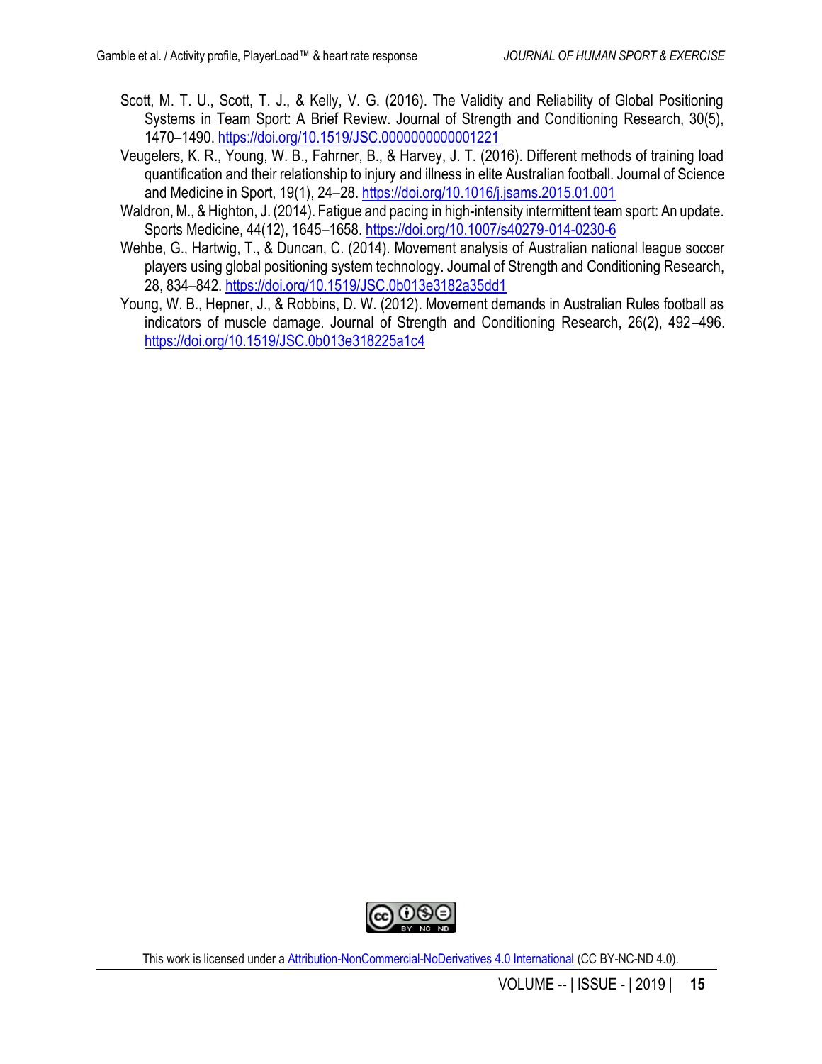Scott, M. T. U., Scott, T. J., & Kelly, V. G. (2016). The Validity and Reliability of Global Positioning Systems in Team Sport: A Brief Review. Journal of Strength and Conditioning Research, 30(5), 1470–1490. https://doi.org/10.1519/JSC.0000000000001221

Veugelers, K. R., Young, W. B., Fahrner, B., & Harvey, J. T. (2016). Different methods of training load quantification and their relationship to injury and illness in elite Australian football. Journal of Science and Medicine in Sport, 19(1), 24–28. https://doi.org/10.1016/j.jsams.2015.01.001

Waldron, M., & Highton, J. (2014). Fatigue and pacing in high-intensity intermittent team sport: An update. Sports Medicine, 44(12), 1645–1658. https://doi.org/10.1007/s40279-014-0230-6

Wehbe, G., Hartwig, T., & Duncan, C. (2014). Movement analysis of Australian national league soccer players using global positioning system technology. Journal of Strength and Conditioning Research, 28, 834–842. https://doi.org/10.1519/JSC.0b013e3182a35dd1

Young, W. B., Hepner, J., & Robbins, D. W. (2012). Movement demands in Australian Rules football as indicators of muscle damage. Journal of Strength and Conditioning Research, 26(2), 492–496. https://doi.org/10.1519/JSC.0b013e318225a1c4

This work is licensed under a Attribution-NonCommercial-NoDerivatives 4.0 International (CC BY-NC-ND 4.0).